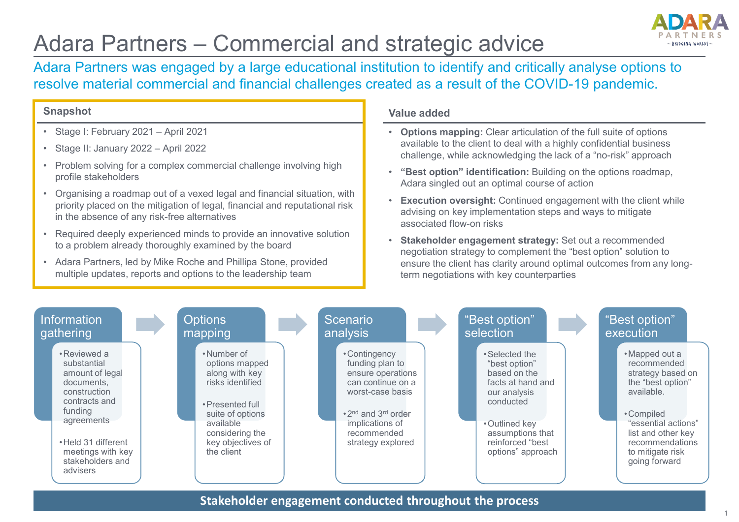# Adara Partners – Commercial and strategic advice

Adara Partners was engaged by a large educational institution to identify and critically analyse options to resolve material commercial and financial challenges created as a result of the COVID-19 pandemic.

## Snapshot

- Stage I: February 2021 – April 2021
- Stage II: January 2022 – April 2022
- Problem solving for a complex commercial challenge involving high profile stakeholders
- Organising a roadmap out of a vexed legal and financial situation, with priority placed on the mitigation of legal, financial and reputational risk in the absence of any risk-free alternatives
- Required deeply experienced minds to provide an innovative solution to a problem already thoroughly examined by the board
- Adara Partners, led by Mike Roche and Phillipa Stone, provided multiple updates, reports and options to the leadership team

## Value added

- **Options mapping:** Clear articulation of the full suite of options available to the client to deal with a highly confidential business challenge, while acknowledging the lack of a "no-risk" approach
- **"Best option" identification:** Building on the options roadmap, Adara singled out an optimal course of action
- **Execution oversight:** Continued engagement with the client while advising on key implementation steps and ways to mitigate associated flow-on risks
- **Stakeholder engagement strategy:** Set out a recommended negotiation strategy to complement the "best option" solution to ensure the client has clarity around optimal outcomes from any long-term negotiations with key counterparties

### Information gathering

- Reviewed a substantial amount of legal documents, construction contracts and funding agreements
- Held 31 different meetings with key stakeholders and advisers

### Options mapping

- Number of options mapped along with key risks identified
- Presented full suite of options available considering the key objectives of the client

### Scenario analysis

- Contingency funding plan to ensure operations can continue on a worst-case basis
- 2nd and 3rd order implications of recommended strategy explored

### "Best option" selection

- Selected the "best option" based on the facts at hand and our analysis conducted
- Outlined key assumptions that reinforced "best options" approach

### "Best option" execution

- Mapped out a recommended strategy based on the "best option" available.
- Compiled "essential actions" list and other key recommendations to mitigate risk going forward

**Stakeholder engagement conducted throughout the process**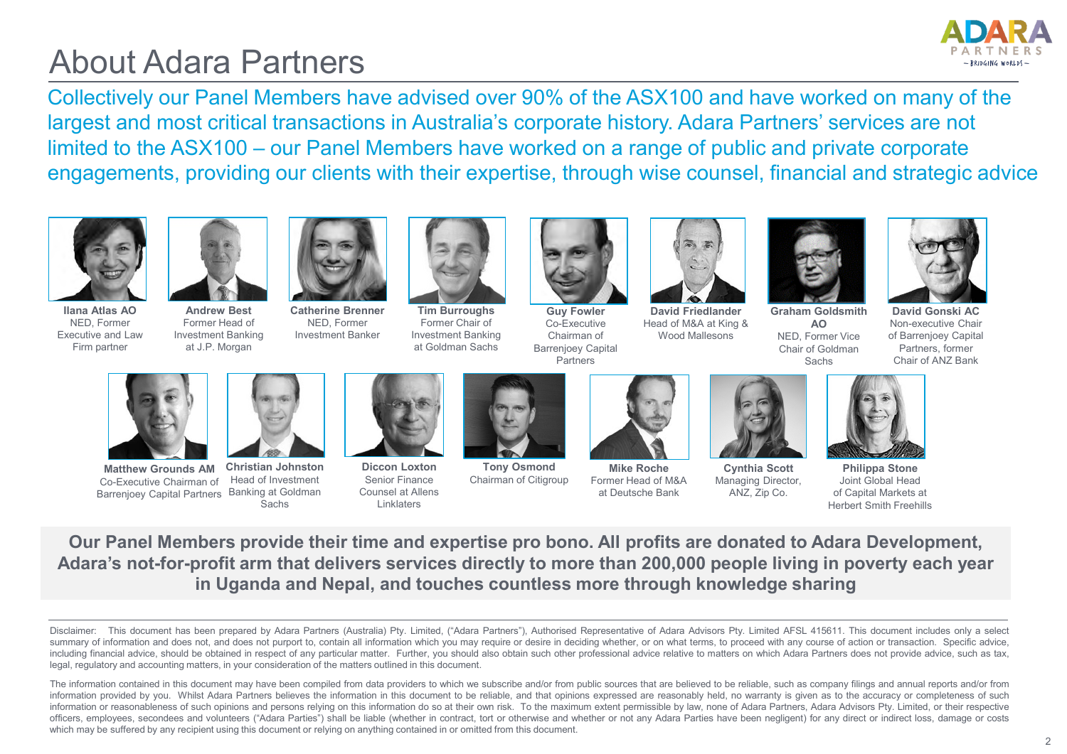# About Adara Partners

Collectively our Panel Members have advised over 90% of the ASX100 and have worked on many of the largest and most critical transactions in Australia's corporate history. Adara Partners' services are not limited to the ASX100 – our Panel Members have worked on a range of public and private corporate engagements, providing our clients with their expertise, through wise counsel, financial and strategic advice

**Ilana Atlas AO**
NED, Former Executive and Law Firm partner

**Andrew Best**
Former Head of Investment Banking at J.P. Morgan

**Catherine Brenner**
NED, Former Investment Banker

**Tim Burroughs**
Former Chair of Investment Banking at Goldman Sachs

**Guy Fowler**
Co-Executive Chairman of Barrenjoey Capital Partners

**David Friedlander**
Head of M&A at King & Wood Mallesons

**Graham Goldsmith AO**
NED, Former Vice Chair of Goldman Sachs

**David Gonski AC**
Non-executive Chair of Barrenjoey Capital Partners, former Chair of ANZ Bank

**Matthew Grounds AM**
Co-Executive Chairman of Barrenjoey Capital Partners

**Christian Johnston**
Head of Investment Banking at Goldman Sachs

**Diccon Loxton**
Senior Finance Counsel at Allens Linklaters

**Tony Osmond**
Chairman of Citigroup

**Mike Roche**
Former Head of M&A at Deutsche Bank

**Cynthia Scott**
Managing Director, ANZ, Zip Co.

**Philippa Stone**
Joint Global Head of Capital Markets at Herbert Smith Freehills

**Our Panel Members provide their time and expertise pro bono. All profits are donated to Adara Development, Adara's not-for-profit arm that delivers services directly to more than 200,000 people living in poverty each year in Uganda and Nepal, and touches countless more through knowledge sharing**

Disclaimer: This document has been prepared by Adara Partners (Australia) Pty. Limited, ("Adara Partners"), Authorised Representative of Adara Advisors Pty. Limited AFSL 415611. This document includes only a select summary of information and does not, and does not purport to, contain all information which you may require or desire in deciding whether, or on what terms, to proceed with any course of action or transaction. Specific advice, including financial advice, should be obtained in respect of any particular matter. Further, you should also obtain such other professional advice relative to matters on which Adara Partners does not provide advice, such as tax, legal, regulatory and accounting matters, in your consideration of the matters outlined in this document.

The information contained in this document may have been compiled from data providers to which we subscribe and/or from public sources that are believed to be reliable, such as company filings and annual reports and/or from information provided by you. Whilst Adara Partners believes the information in this document to be reliable, and that opinions expressed are reasonably held, no warranty is given as to the accuracy or completeness of such information or reasonableness of such opinions and persons relying on this information do so at their own risk. To the maximum extent permissible by law, none of Adara Partners, Adara Advisors Pty. Limited, or their respective officers, employees, secondees and volunteers ("Adara Parties") shall be liable (whether in contract, tort or otherwise and whether or not any Adara Parties have been negligent) for any direct or indirect loss, damage or costs which may be suffered by any recipient using this document or relying on anything contained in or omitted from this document.